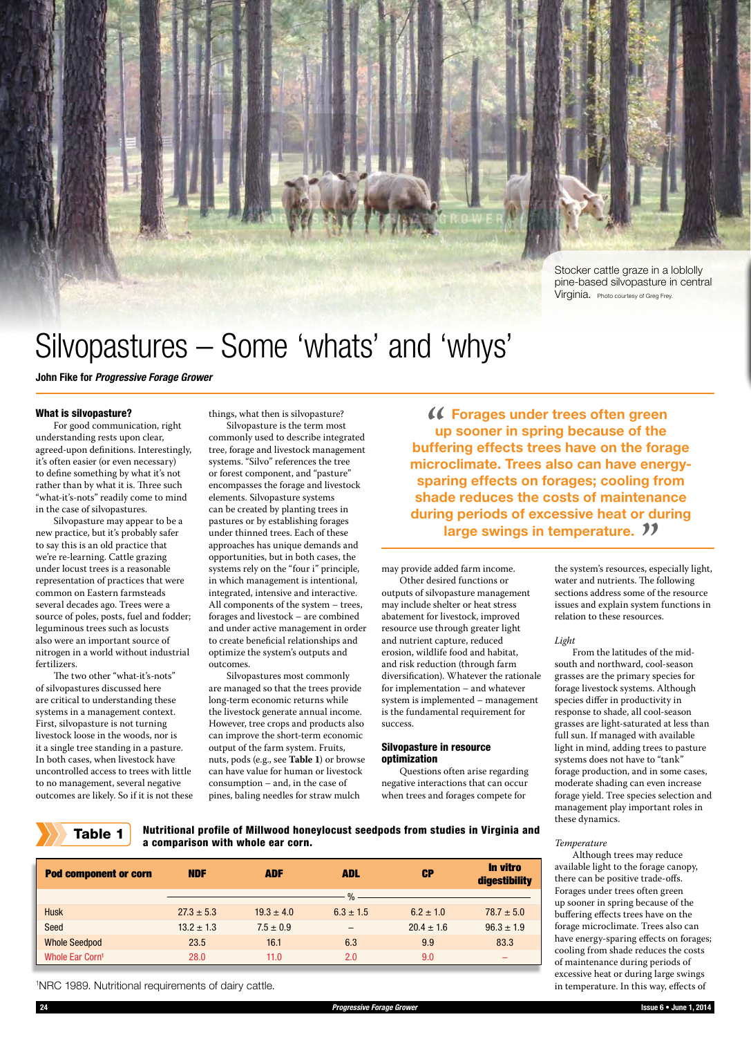Stocker cattle graze in a loblolly pine-based silvopasture in central Virginia. Photo courtesy of Greg Frey.

# Silvopastures – Some 'whats' and 'whys'

**John Fike for *Progressive Forage Grower***

### What is silvopasture?

For good communication, right understanding rests upon clear, agreed-upon definitions. Interestingly, it's often easier (or even necessary) to define something by what it's not rather than by what it is. Three such "what-it's-nots" readily come to mind in the case of silvopastures.

Silvopasture may appear to be a new practice, but it's probably safer to say this is an old practice that we're re-learning. Cattle grazing under locust trees is a reasonable representation of practices that were common on Eastern farmsteads several decades ago. Trees were a source of poles, posts, fuel and fodder; leguminous trees such as locusts also were an important source of nitrogen in a world without industrial fertilizers.

The two other "what-it's-nots" of silvopastures discussed here are critical to understanding these systems in a management context. First, silvopasture is not turning livestock loose in the woods, nor is it a single tree standing in a pasture. In both cases, when livestock have uncontrolled access to trees with little to no management, several negative outcomes are likely. So if it is not these things, what then is silvopasture?

Silvopasture is the term most commonly used to describe integrated tree, forage and livestock management systems. "Silvo" references the tree or forest component, and "pasture" encompasses the forage and livestock elements. Silvopasture systems can be created by planting trees in pastures or by establishing forages under thinned trees. Each of these approaches has unique demands and opportunities, but in both cases, the systems rely on the "four i" principle, in which management is intentional, integrated, intensive and interactive. All components of the system – trees, forages and livestock – are combined and under active management in order to create beneficial relationships and optimize the system's outputs and outcomes.

Silvopastures most commonly are managed so that the trees provide long-term economic returns while the livestock generate annual income. However, tree crops and products also can improve the short-term economic output of the farm system. Fruits, nuts, pods (e.g., see **Table 1**) or browse can have value for human or livestock consumption – and, in the case of pines, baling needles for straw mulch may provide added farm income.

> "Forages under trees often green up sooner in spring because of the buffering effects trees have on the forage microclimate. Trees also can have energy-sparing effects on forages; cooling from shade reduces the costs of maintenance during periods of excessive heat or during large swings in temperature."

Other desired functions or outputs of silvopasture management may include shelter or heat stress abatement for livestock, improved resource use through greater light and nutrient capture, reduced erosion, wildlife food and habitat, and risk reduction (through farm diversification). Whatever the rationale for implementation – and whatever system is implemented – management is the fundamental requirement for success.

### Silvopasture in resource optimization

Questions often arise regarding negative interactions that can occur when trees and forages compete for the system's resources, especially light, water and nutrients. The following sections address some of the resource issues and explain system functions in relation to these resources.

*Light*

From the latitudes of the mid-south and northward, cool-season grasses are the primary species for forage livestock systems. Although species differ in productivity in response to shade, all cool-season grasses are light-saturated at less than full sun. If managed with available light in mind, adding trees to pasture systems does not have to "tank" forage production, and in some cases, moderate shading can even increase forage yield. Tree species selection and management play important roles in these dynamics.

*Temperature*

Although trees may reduce available light to the forage canopy, there can be positive trade-offs. Forages under trees often green up sooner in spring because of the buffering effects trees have on the forage microclimate. Trees also can have energy-sparing effects on forages; cooling from shade reduces the costs of maintenance during periods of excessive heat or during large swings in temperature. In this way, effects of

**Table 1** Nutritional profile of Millwood honeylocust seedpods from studies in Virginia and a comparison with whole ear corn.

| Pod component or corn | NDF | ADF | ADL | CP | In vitro digestibility |
|---|---|---|---|---|---|
| | % | | | | |
| Husk | 27.3 ± 5.3 | 19.3 ± 4.0 | 6.3 ± 1.5 | 6.2 ± 1.0 | 78.7 ± 5.0 |
| Seed | 13.2 ± 1.3 | 7.5 ± 0.9 | – | 20.4 ± 1.6 | 96.3 ± 1.9 |
| Whole Seedpod | 23.5 | 16.1 | 6.3 | 9.9 | 83.3 |
| Whole Ear Corn[1] | 28.0 | 11.0 | 2.0 | 9.0 | – |

[1]NRC 1989. Nutritional requirements of dairy cattle.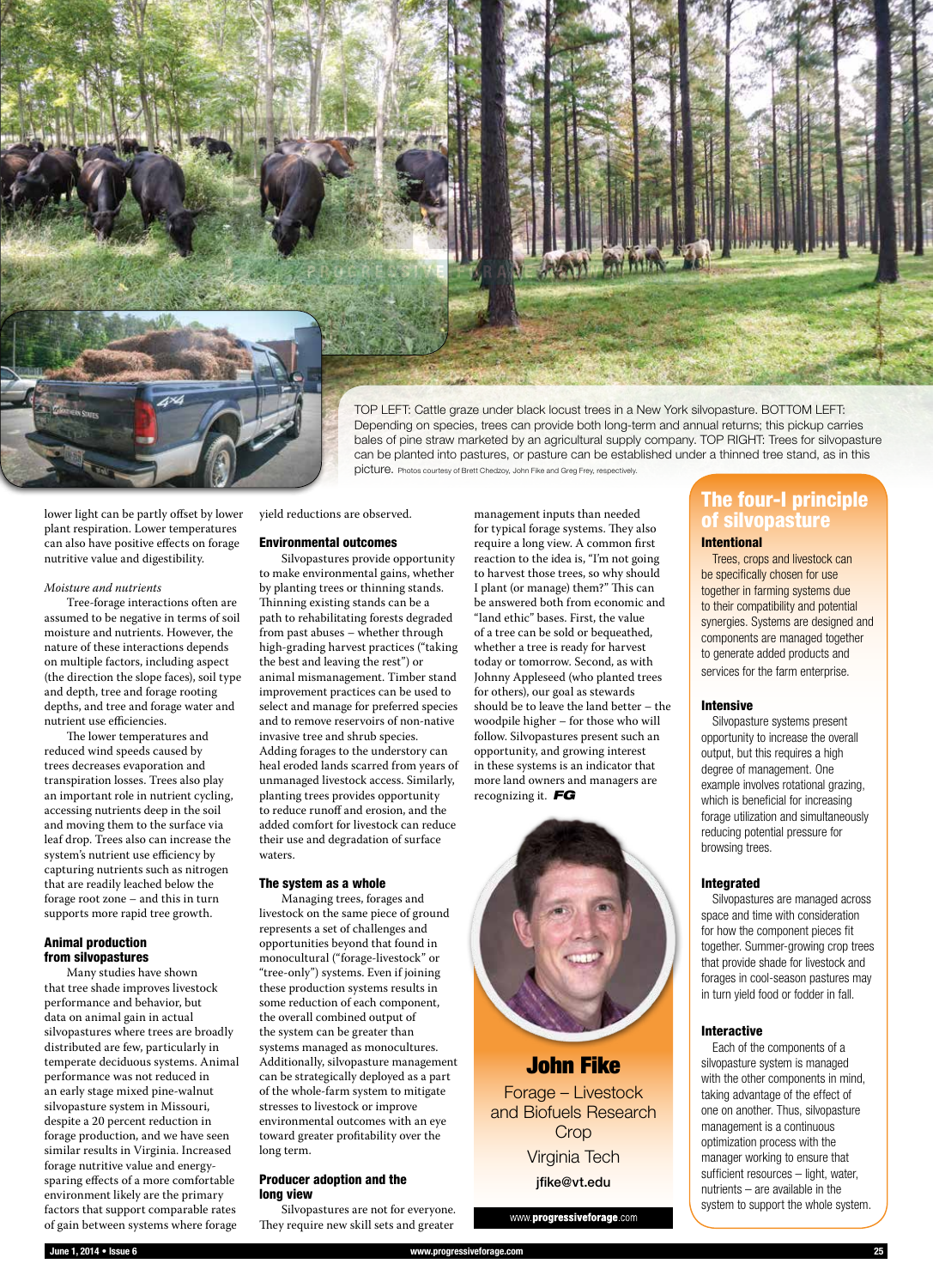TOP LEFT: Cattle graze under black locust trees in a New York silvopasture. BOTTOM LEFT: Depending on species, trees can provide both long-term and annual returns; this pickup carries bales of pine straw marketed by an agricultural supply company. TOP RIGHT: Trees for silvopasture can be planted into pastures, or pasture can be established under a thinned tree stand, as in this picture. Photos courtesy of Brett Chedzoy, John Fike and Greg Frey, respectively.

lower light can be partly offset by lower plant respiration. Lower temperatures can also have positive effects on forage nutritive value and digestibility.

*Moisture and nutrients*

Tree-forage interactions often are assumed to be negative in terms of soil moisture and nutrients. However, the nature of these interactions depends on multiple factors, including aspect (the direction the slope faces), soil type and depth, tree and forage rooting depths, and tree and forage water and nutrient use efficiencies.

The lower temperatures and reduced wind speeds caused by trees decreases evaporation and transpiration losses. Trees also play an important role in nutrient cycling, accessing nutrients deep in the soil and moving them to the surface via leaf drop. Trees also can increase the system's nutrient use efficiency by capturing nutrients such as nitrogen that are readily leached below the forage root zone – and this in turn supports more rapid tree growth.

### Animal production from silvopastures

Many studies have shown that tree shade improves livestock performance and behavior, but data on animal gain in actual silvopastures where trees are broadly distributed are few, particularly in temperate deciduous systems. Animal performance was not reduced in an early stage mixed pine-walnut silvopasture system in Missouri, despite a 20 percent reduction in forage production, and we have seen similar results in Virginia. Increased forage nutritive value and energy-sparing effects of a more comfortable environment likely are the primary factors that support comparable rates of gain between systems where forage yield reductions are observed.

### Environmental outcomes

Silvopastures provide opportunity to make environmental gains, whether by planting trees or thinning stands. Thinning existing stands can be a path to rehabilitating forests degraded from past abuses – whether through high-grading harvest practices ("taking the best and leaving the rest") or animal mismanagement. Timber stand improvement practices can be used to select and manage for preferred species and to remove reservoirs of non-native invasive tree and shrub species. Adding forages to the understory can heal eroded lands scarred from years of unmanaged livestock access. Similarly, planting trees provides opportunity to reduce runoff and erosion, and the added comfort for livestock can reduce their use and degradation of surface waters.

### The system as a whole

Managing trees, forages and livestock on the same piece of ground represents a set of challenges and opportunities beyond that found in monocultural ("forage-livestock" or "tree-only") systems. Even if joining these production systems results in some reduction of each component, the overall combined output of the system can be greater than systems managed as monocultures. Additionally, silvopasture management can be strategically deployed as a part of the whole-farm system to mitigate stresses to livestock or improve environmental outcomes with an eye toward greater profitability over the long term.

### Producer adoption and the long view

Silvopastures are not for everyone. They require new skill sets and greater management inputs than needed for typical forage systems. They also require a long view. A common first reaction to the idea is, "I'm not going to harvest those trees, so why should I plant (or manage) them?" This can be answered both from economic and "land ethic" bases. First, the value of a tree can be sold or bequeathed, whether a tree is ready for harvest today or tomorrow. Second, as with Johnny Appleseed (who planted trees for others), our goal as stewards should be to leave the land better – the woodpile higher – for those who will follow. Silvopastures present such an opportunity, and growing interest in these systems is an indicator that more land owners and managers are recognizing it. *FG*

**John Fike**
Forage – Livestock and Biofuels Research Crop
Virginia Tech
jfike@vt.edu

## The four-I principle of silvopasture

### Intentional

Trees, crops and livestock can be specifically chosen for use together in farming systems due to their compatibility and potential synergies. Systems are designed and components are managed together to generate added products and services for the farm enterprise.

### Intensive

Silvopasture systems present opportunity to increase the overall output, but this requires a high degree of management. One example involves rotational grazing, which is beneficial for increasing forage utilization and simultaneously reducing potential pressure for browsing trees.

### Integrated

Silvopastures are managed across space and time with consideration for how the component pieces fit together. Summer-growing crop trees that provide shade for livestock and forages in cool-season pastures may in turn yield food or fodder in fall.

### Interactive

Each of the components of a silvopasture system is managed with the other components in mind, taking advantage of the effect of one on another. Thus, silvopasture management is a continuous optimization process with the manager working to ensure that sufficient resources – light, water, nutrients – are available in the system to support the whole system.